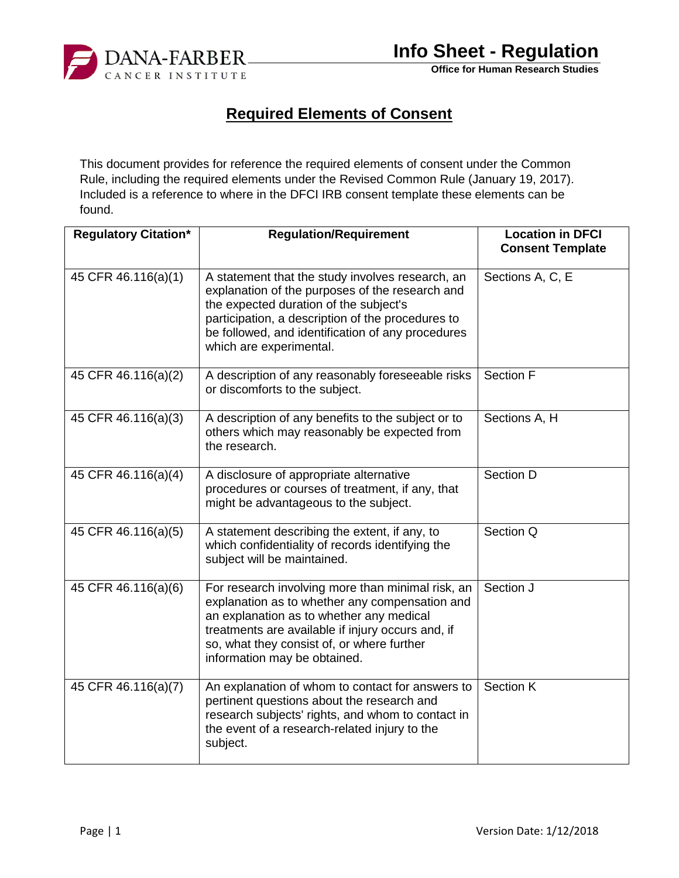# Required Elements of Consent

This document provides for reference the required elements of consent under the Common Rule, including the required elements under the Revised Common Rule (January 19, 2017). Included is a reference to where in the DFCI IRB consent template these elements can be found.

| Regulatory Citation* | Regulation/Requirement | Location in DFCI Consent Template |
|---|---|---|
| 45 CFR 46.116(a)(1) | A statement that the study involves research, an explanation of the purposes of the research and the expected duration of the subject's participation, a description of the procedures to be followed, and identification of any procedures which are experimental. | Sections A, C, E |
| 45 CFR 46.116(a)(2) | A description of any reasonably foreseeable risks or discomforts to the subject. | Section F |
| 45 CFR 46.116(a)(3) | A description of any benefits to the subject or to others which may reasonably be expected from the research. | Sections A, H |
| 45 CFR 46.116(a)(4) | A disclosure of appropriate alternative procedures or courses of treatment, if any, that might be advantageous to the subject. | Section D |
| 45 CFR 46.116(a)(5) | A statement describing the extent, if any, to which confidentiality of records identifying the subject will be maintained. | Section Q |
| 45 CFR 46.116(a)(6) | For research involving more than minimal risk, an explanation as to whether any compensation and an explanation as to whether any medical treatments are available if injury occurs and, if so, what they consist of, or where further information may be obtained. | Section J |
| 45 CFR 46.116(a)(7) | An explanation of whom to contact for answers to pertinent questions about the research and research subjects' rights, and whom to contact in the event of a research-related injury to the subject. | Section K |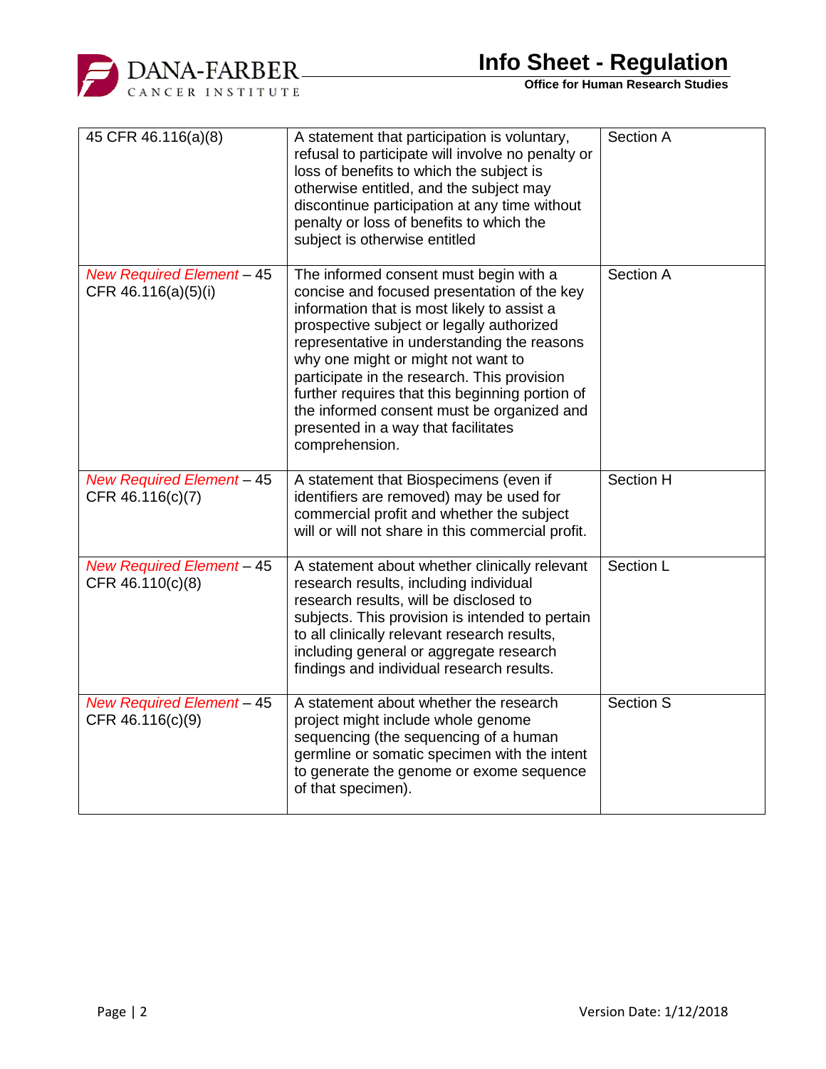| | | |
|---|---|---|
| 45 CFR 46.116(a)(8) | A statement that participation is voluntary, refusal to participate will involve no penalty or loss of benefits to which the subject is otherwise entitled, and the subject may discontinue participation at any time without penalty or loss of benefits to which the subject is otherwise entitled | Section A |
| *New Required Element* – 45 CFR 46.116(a)(5)(i) | The informed consent must begin with a concise and focused presentation of the key information that is most likely to assist a prospective subject or legally authorized representative in understanding the reasons why one might or might not want to participate in the research. This provision further requires that this beginning portion of the informed consent must be organized and presented in a way that facilitates comprehension. | Section A |
| *New Required Element* – 45 CFR 46.116(c)(7) | A statement that Biospecimens (even if identifiers are removed) may be used for commercial profit and whether the subject will or will not share in this commercial profit. | Section H |
| *New Required Element* – 45 CFR 46.110(c)(8) | A statement about whether clinically relevant research results, including individual research results, will be disclosed to subjects. This provision is intended to pertain to all clinically relevant research results, including general or aggregate research findings and individual research results. | Section L |
| *New Required Element* – 45 CFR 46.116(c)(9) | A statement about whether the research project might include whole genome sequencing (the sequencing of a human germline or somatic specimen with the intent to generate the genome or exome sequence of that specimen). | Section S |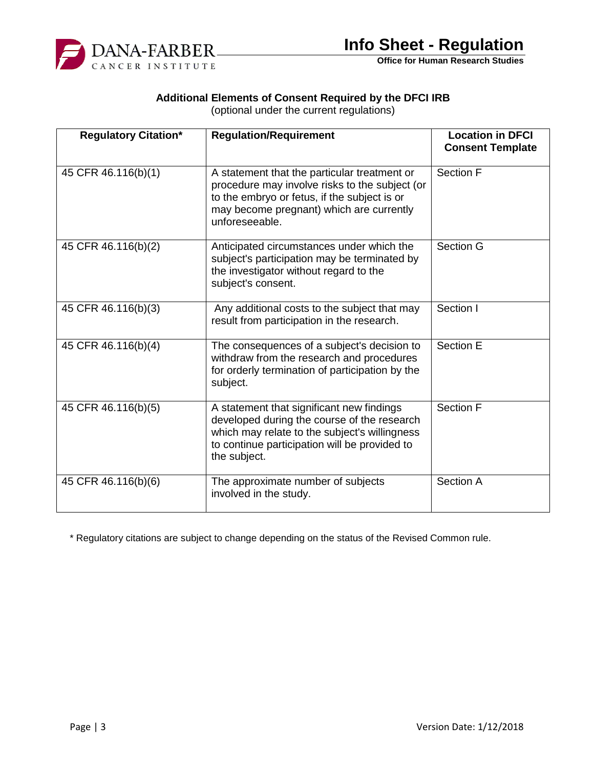**Additional Elements of Consent Required by the DFCI IRB**
(optional under the current regulations)

| Regulatory Citation* | Regulation/Requirement | Location in DFCI Consent Template |
|---|---|---|
| 45 CFR 46.116(b)(1) | A statement that the particular treatment or procedure may involve risks to the subject (or to the embryo or fetus, if the subject is or may become pregnant) which are currently unforeseeable. | Section F |
| 45 CFR 46.116(b)(2) | Anticipated circumstances under which the subject's participation may be terminated by the investigator without regard to the subject's consent. | Section G |
| 45 CFR 46.116(b)(3) | Any additional costs to the subject that may result from participation in the research. | Section I |
| 45 CFR 46.116(b)(4) | The consequences of a subject's decision to withdraw from the research and procedures for orderly termination of participation by the subject. | Section E |
| 45 CFR 46.116(b)(5) | A statement that significant new findings developed during the course of the research which may relate to the subject's willingness to continue participation will be provided to the subject. | Section F |
| 45 CFR 46.116(b)(6) | The approximate number of subjects involved in the study. | Section A |

* Regulatory citations are subject to change depending on the status of the Revised Common rule.